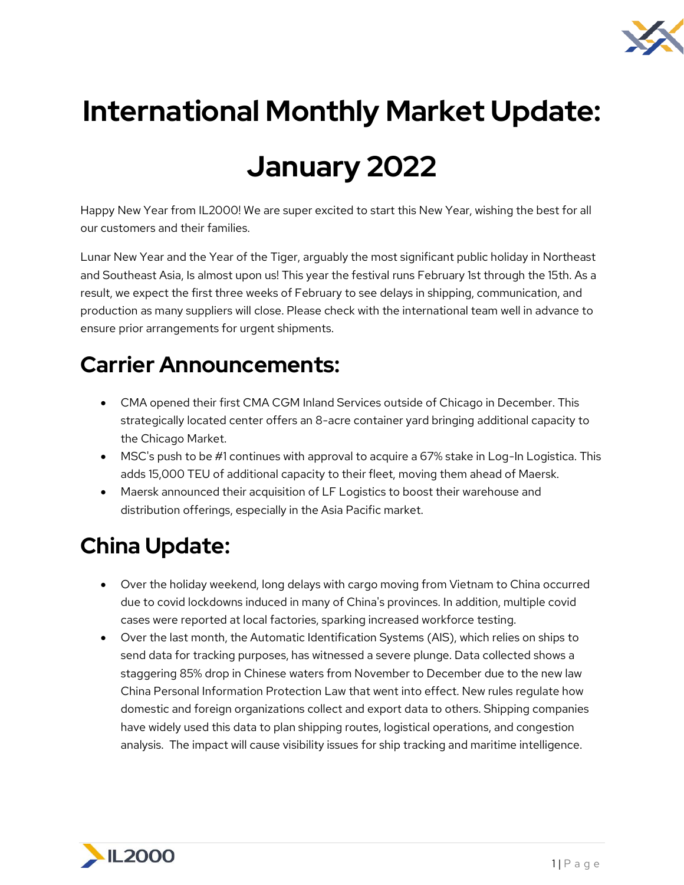# International Monthly Market Update: January 2022

Happy New Year from IL2000! We are super excited to start this New Year, wishing the best for all our customers and their families.

Lunar New Year and the Year of the Tiger, arguably the most significant public holiday in Northeast and Southeast Asia, Is almost upon us! This year the festival runs February 1st through the 15th. As a result, we expect the first three weeks of February to see delays in shipping, communication, and production as many suppliers will close. Please check with the international team well in advance to ensure prior arrangements for urgent shipments.

## Carrier Announcements:

- CMA opened their first CMA CGM Inland Services outside of Chicago in December. This strategically located center offers an 8-acre container yard bringing additional capacity to the Chicago Market.
- MSC's push to be #1 continues with approval to acquire a 67% stake in Log-In Logistica. This adds 15,000 TEU of additional capacity to their fleet, moving them ahead of Maersk.
- Maersk announced their acquisition of LF Logistics to boost their warehouse and distribution offerings, especially in the Asia Pacific market.

## China Update:

- Over the holiday weekend, long delays with cargo moving from Vietnam to China occurred due to covid lockdowns induced in many of China's provinces. In addition, multiple covid cases were reported at local factories, sparking increased workforce testing.
- Over the last month, the Automatic Identification Systems (AIS), which relies on ships to send data for tracking purposes, has witnessed a severe plunge. Data collected shows a staggering 85% drop in Chinese waters from November to December due to the new law China Personal Information Protection Law that went into effect. New rules regulate how domestic and foreign organizations collect and export data to others. Shipping companies have widely used this data to plan shipping routes, logistical operations, and congestion analysis. The impact will cause visibility issues for ship tracking and maritime intelligence.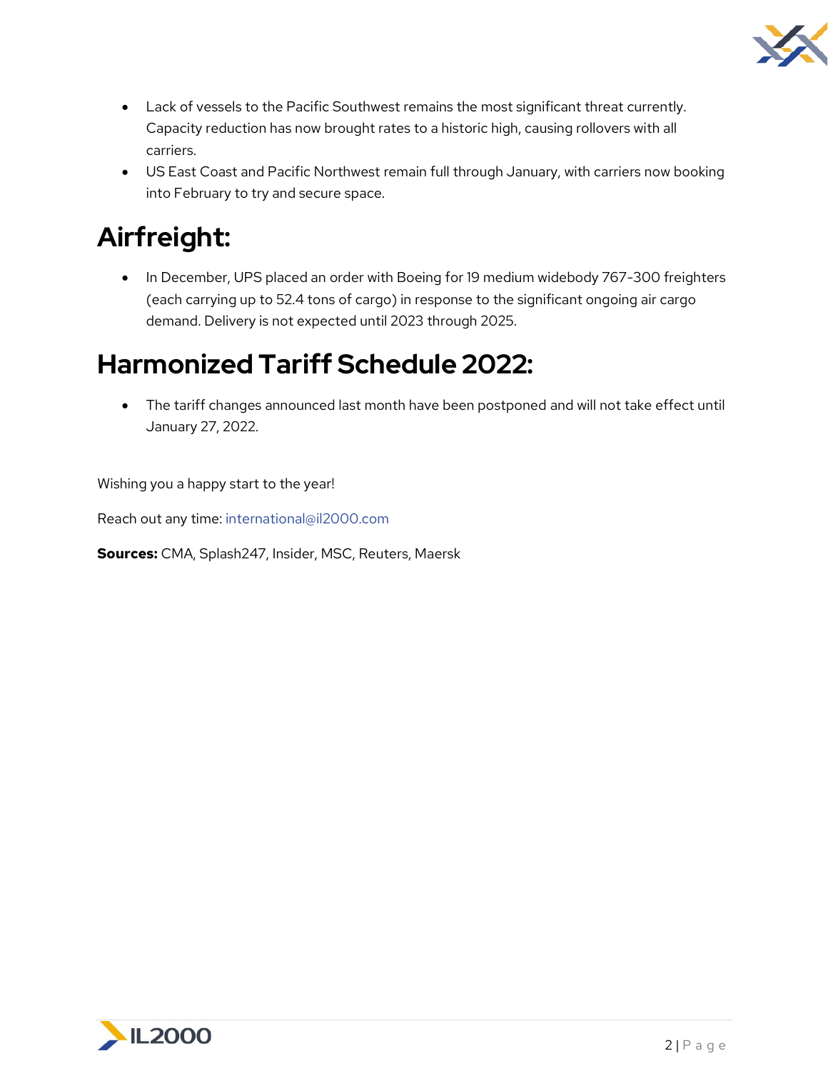- Lack of vessels to the Pacific Southwest remains the most significant threat currently. Capacity reduction has now brought rates to a historic high, causing rollovers with all carriers.
- US East Coast and Pacific Northwest remain full through January, with carriers now booking into February to try and secure space.

# Airfreight:

- In December, UPS placed an order with Boeing for 19 medium widebody 767-300 freighters (each carrying up to 52.4 tons of cargo) in response to the significant ongoing air cargo demand. Delivery is not expected until 2023 through 2025.

# Harmonized Tariff Schedule 2022:

- The tariff changes announced last month have been postponed and will not take effect until January 27, 2022.

Wishing you a happy start to the year!

Reach out any time: international@il2000.com

**Sources:** CMA, Splash247, Insider, MSC, Reuters, Maersk